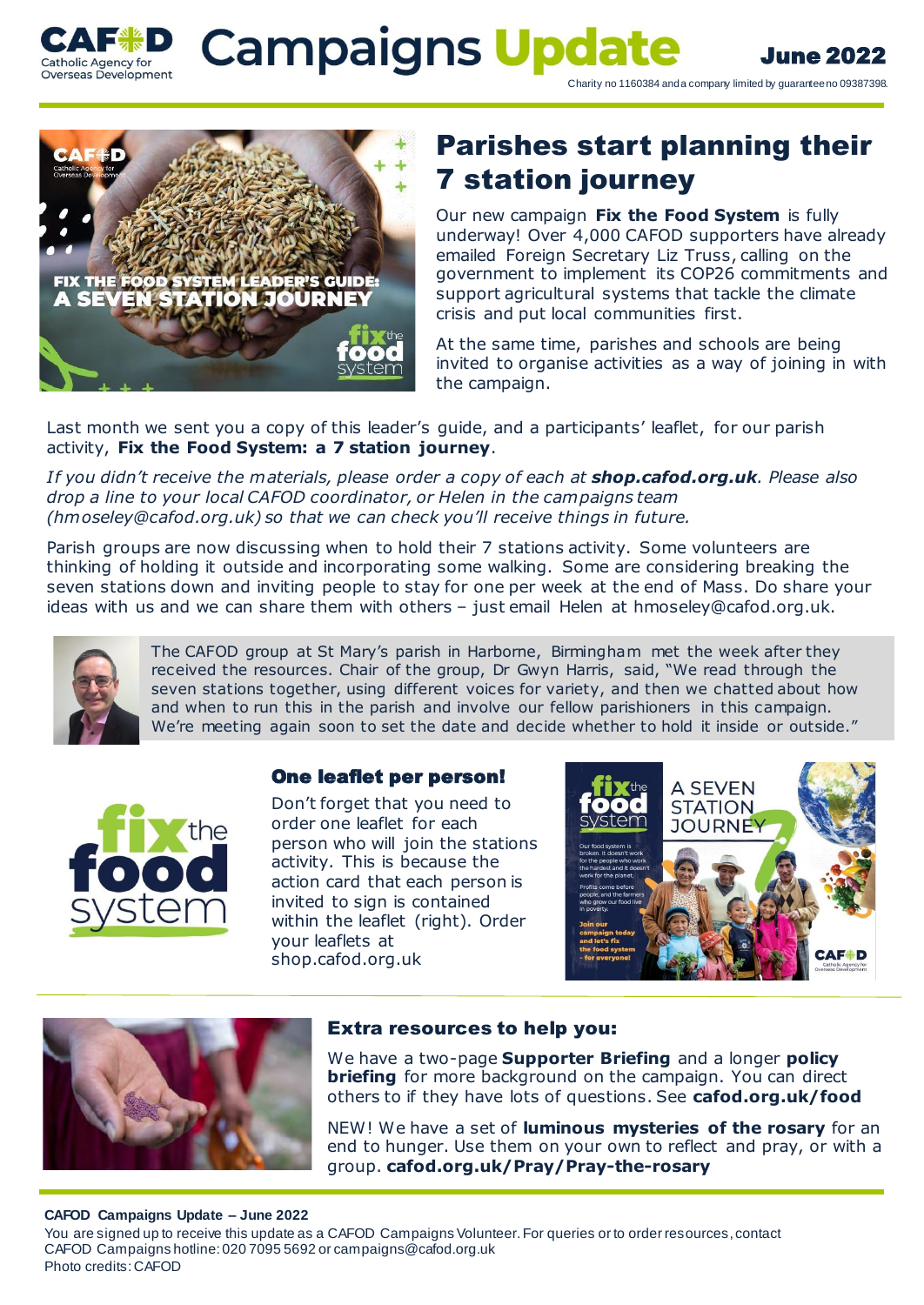# Campaigns Update

**June 2022**

Charity no 1160384 and a company limited by guarantee no 09387398.

## Parishes start planning their 7 station journey

Our new campaign **Fix the Food System** is fully underway! Over 4,000 CAFOD supporters have already emailed Foreign Secretary Liz Truss, calling on the government to implement its COP26 commitments and support agricultural systems that tackle the climate crisis and put local communities first.

At the same time, parishes and schools are being invited to organise activities as a way of joining in with the campaign.

Last month we sent you a copy of this leader's guide, and a participants' leaflet, for our parish activity, **Fix the Food System: a 7 station journey**.

*If you didn't receive the materials, please order a copy of each at* ***shop.cafod.org.uk****. Please also drop a line to your local CAFOD coordinator, or Helen in the campaigns team (hmoseley@cafod.org.uk) so that we can check you'll receive things in future.*

Parish groups are now discussing when to hold their 7 stations activity. Some volunteers are thinking of holding it outside and incorporating some walking. Some are considering breaking the seven stations down and inviting people to stay for one per week at the end of Mass. Do share your ideas with us and we can share them with others – just email Helen at hmoseley@cafod.org.uk.

The CAFOD group at St Mary's parish in Harborne, Birmingham met the week after they received the resources. Chair of the group, Dr Gwyn Harris, said, "We read through the seven stations together, using different voices for variety, and then we chatted about how and when to run this in the parish and involve our fellow parishioners in this campaign. We're meeting again soon to set the date and decide whether to hold it inside or outside."

### One leaflet per person!

Don't forget that you need to order one leaflet for each person who will join the stations activity. This is because the action card that each person is invited to sign is contained within the leaflet (right). Order your leaflets at shop.cafod.org.uk

### Extra resources to help you:

We have a two-page **Supporter Briefing** and a longer **policy briefing** for more background on the campaign. You can direct others to if they have lots of questions. See **cafod.org.uk/food**

NEW! We have a set of **luminous mysteries of the rosary** for an end to hunger. Use them on your own to reflect and pray, or with a group. **cafod.org.uk/Pray/Pray-the-rosary**

**CAFOD Campaigns Update – June 2022**

You are signed up to receive this update as a CAFOD Campaigns Volunteer. For queries or to order resources, contact CAFOD Campaigns hotline: 020 7095 5692 or campaigns@cafod.org.uk

Photo credits: CAFOD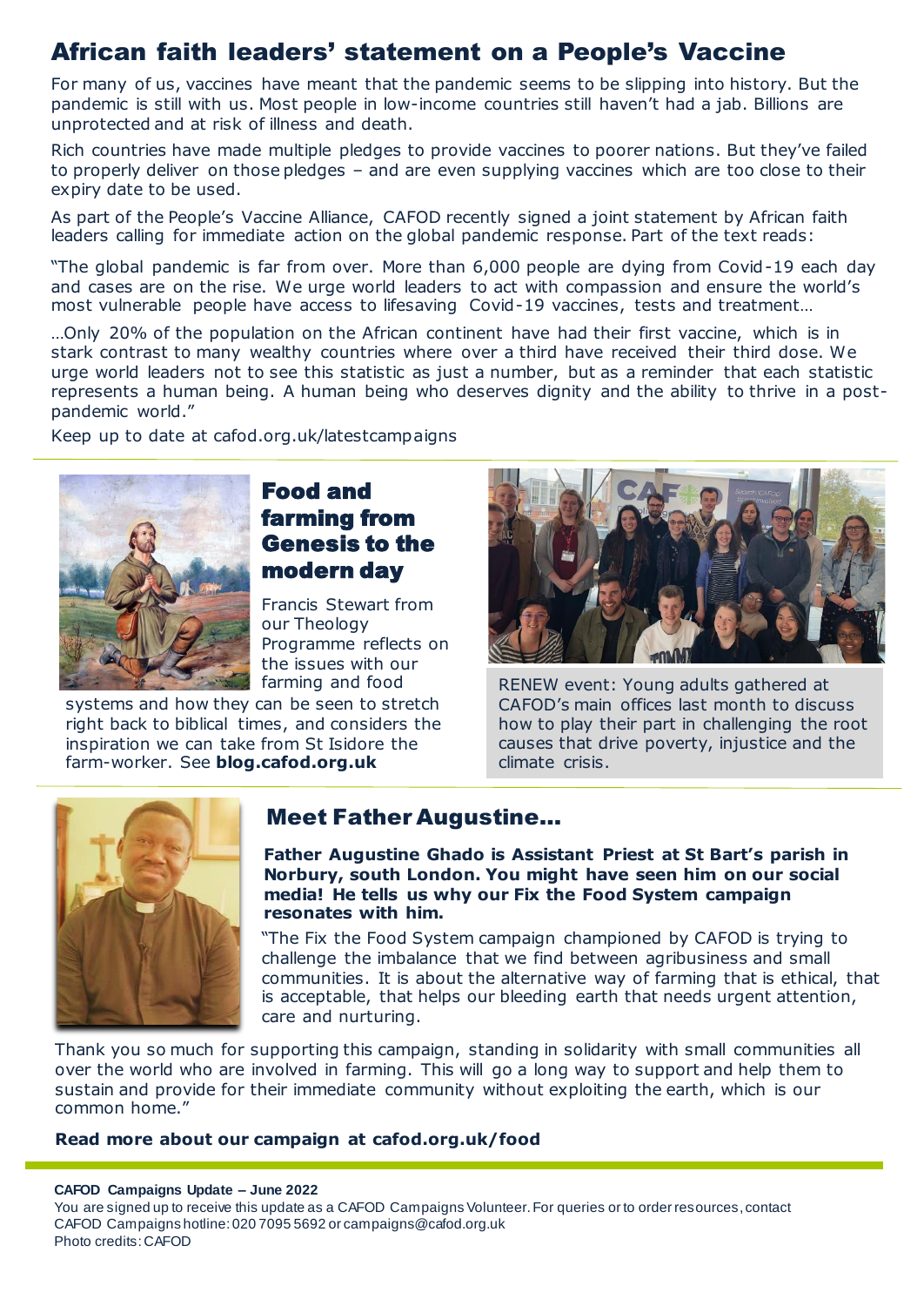# African faith leaders' statement on a People's Vaccine

For many of us, vaccines have meant that the pandemic seems to be slipping into history. But the pandemic is still with us. Most people in low-income countries still haven't had a jab. Billions are unprotected and at risk of illness and death.

Rich countries have made multiple pledges to provide vaccines to poorer nations. But they've failed to properly deliver on those pledges – and are even supplying vaccines which are too close to their expiry date to be used.

As part of the People's Vaccine Alliance, CAFOD recently signed a joint statement by African faith leaders calling for immediate action on the global pandemic response. Part of the text reads:

"The global pandemic is far from over. More than 6,000 people are dying from Covid-19 each day and cases are on the rise. We urge world leaders to act with compassion and ensure the world's most vulnerable people have access to lifesaving Covid-19 vaccines, tests and treatment…

…Only 20% of the population on the African continent have had their first vaccine, which is in stark contrast to many wealthy countries where over a third have received their third dose. We urge world leaders not to see this statistic as just a number, but as a reminder that each statistic represents a human being. A human being who deserves dignity and the ability to thrive in a post-pandemic world."

Keep up to date at cafod.org.uk/latestcampaigns

## Food and farming from Genesis to the modern day

Francis Stewart from our Theology Programme reflects on the issues with our farming and food systems and how they can be seen to stretch right back to biblical times, and considers the inspiration we can take from St Isidore the farm-worker. See **blog.cafod.org.uk**

RENEW event: Young adults gathered at CAFOD's main offices last month to discuss how to play their part in challenging the root causes that drive poverty, injustice and the climate crisis.

## Meet Father Augustine…

**Father Augustine Ghado is Assistant Priest at St Bart's parish in Norbury, south London. You might have seen him on our social media! He tells us why our Fix the Food System campaign resonates with him.**

"The Fix the Food System campaign championed by CAFOD is trying to challenge the imbalance that we find between agribusiness and small communities. It is about the alternative way of farming that is ethical, that is acceptable, that helps our bleeding earth that needs urgent attention, care and nurturing.

Thank you so much for supporting this campaign, standing in solidarity with small communities all over the world who are involved in farming. This will go a long way to support and help them to sustain and provide for their immediate community without exploiting the earth, which is our common home."

**Read more about our campaign at cafod.org.uk/food**

**CAFOD Campaigns Update – June 2022**
You are signed up to receive this update as a CAFOD Campaigns Volunteer. For queries or to order resources, contact CAFOD Campaigns hotline: 020 7095 5692 or campaigns@cafod.org.uk
Photo credits: CAFOD